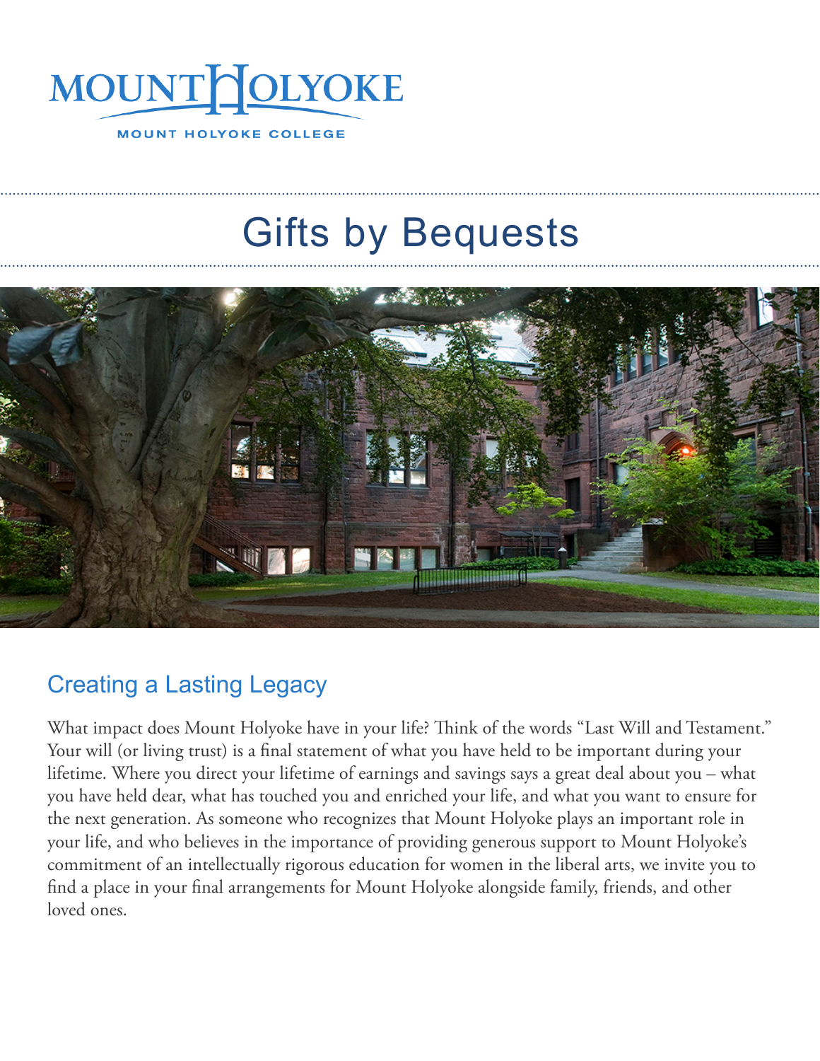MOUNT HOLYOKE

MOUNT HOLYOKE COLLEGE

# Gifts by Bequests

## Creating a Lasting Legacy

What impact does Mount Holyoke have in your life? Think of the words "Last Will and Testament." Your will (or living trust) is a final statement of what you have held to be important during your lifetime. Where you direct your lifetime of earnings and savings says a great deal about you – what you have held dear, what has touched you and enriched your life, and what you want to ensure for the next generation. As someone who recognizes that Mount Holyoke plays an important role in your life, and who believes in the importance of providing generous support to Mount Holyoke's commitment of an intellectually rigorous education for women in the liberal arts, we invite you to find a place in your final arrangements for Mount Holyoke alongside family, friends, and other loved ones.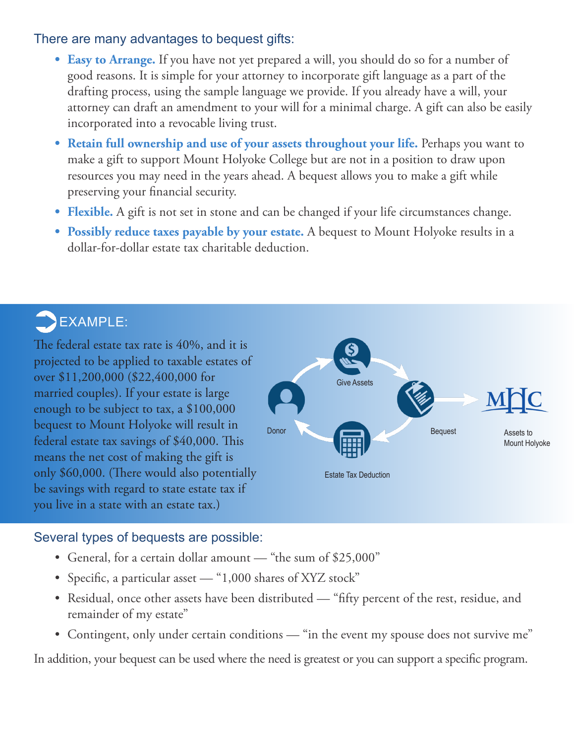## There are many advantages to bequest gifts:

- **Easy to Arrange.** If you have not yet prepared a will, you should do so for a number of good reasons. It is simple for your attorney to incorporate gift language as a part of the drafting process, using the sample language we provide. If you already have a will, your attorney can draft an amendment to your will for a minimal charge. A gift can also be easily incorporated into a revocable living trust.
- **Retain full ownership and use of your assets throughout your life.** Perhaps you want to make a gift to support Mount Holyoke College but are not in a position to draw upon resources you may need in the years ahead. A bequest allows you to make a gift while preserving your financial security.
- **Flexible.** A gift is not set in stone and can be changed if your life circumstances change.
- **Possibly reduce taxes payable by your estate.** A bequest to Mount Holyoke results in a dollar-for-dollar estate tax charitable deduction.

### EXAMPLE:

The federal estate tax rate is 40%, and it is projected to be applied to taxable estates of over $11,200,000 ($22,400,000 for married couples). If your estate is large enough to be subject to tax, a $100,000 bequest to Mount Holyoke will result in federal estate tax savings of $40,000. This means the net cost of making the gift is only $60,000. (There would also potentially be savings with regard to state estate tax if you live in a state with an estate tax.)

Donor — Give Assets — Bequest — Assets to Mount Holyoke — Estate Tax Deduction

## Several types of bequests are possible:

- General, for a certain dollar amount — "the sum of $25,000"
- Specific, a particular asset — "1,000 shares of XYZ stock"
- Residual, once other assets have been distributed — "fifty percent of the rest, residue, and remainder of my estate"
- Contingent, only under certain conditions — "in the event my spouse does not survive me"

In addition, your bequest can be used where the need is greatest or you can support a specific program.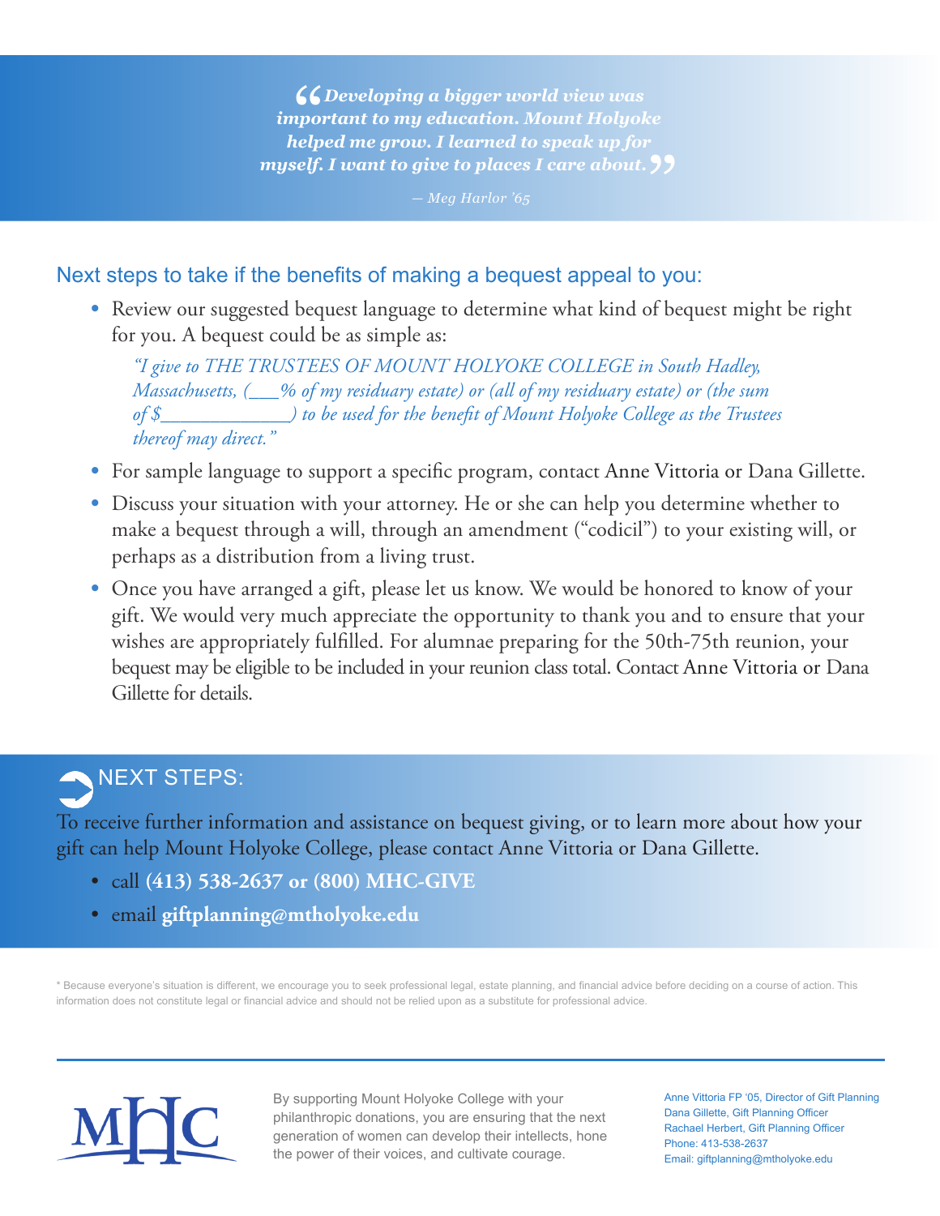> ***"Developing a bigger world view was important to my education. Mount Holyoke helped me grow. I learned to speak up for myself. I want to give to places I care about."***
>
> *— Meg Harlor '65*

## Next steps to take if the benefits of making a bequest appeal to you:

- Review our suggested bequest language to determine what kind of bequest might be right for you. A bequest could be as simple as:

  *"I give to THE TRUSTEES OF MOUNT HOLYOKE COLLEGE in South Hadley, Massachusetts, (___% of my residuary estate) or (all of my residuary estate) or (the sum of $____________) to be used for the benefit of Mount Holyoke College as the Trustees thereof may direct."*

- For sample language to support a specific program, contact Anne Vittoria or Dana Gillette.
- Discuss your situation with your attorney. He or she can help you determine whether to make a bequest through a will, through an amendment ("codicil") to your existing will, or perhaps as a distribution from a living trust.
- Once you have arranged a gift, please let us know. We would be honored to know of your gift. We would very much appreciate the opportunity to thank you and to ensure that your wishes are appropriately fulfilled. For alumnae preparing for the 50th-75th reunion, your bequest may be eligible to be included in your reunion class total. Contact Anne Vittoria or Dana Gillette for details.

## NEXT STEPS:

To receive further information and assistance on bequest giving, or to learn more about how your gift can help Mount Holyoke College, please contact Anne Vittoria or Dana Gillette.

- call **(413) 538-2637 or (800) MHC-GIVE**
- email **giftplanning@mtholyoke.edu**

* Because everyone's situation is different, we encourage you to seek professional legal, estate planning, and financial advice before deciding on a course of action. This information does not constitute legal or financial advice and should not be relied upon as a substitute for professional advice.

MHC

By supporting Mount Holyoke College with your philanthropic donations, you are ensuring that the next generation of women can develop their intellects, hone the power of their voices, and cultivate courage.

Anne Vittoria FP '05, Director of Gift Planning
Dana Gillette, Gift Planning Officer
Rachael Herbert, Gift Planning Officer
Phone: 413-538-2637
Email: giftplanning@mtholyoke.edu